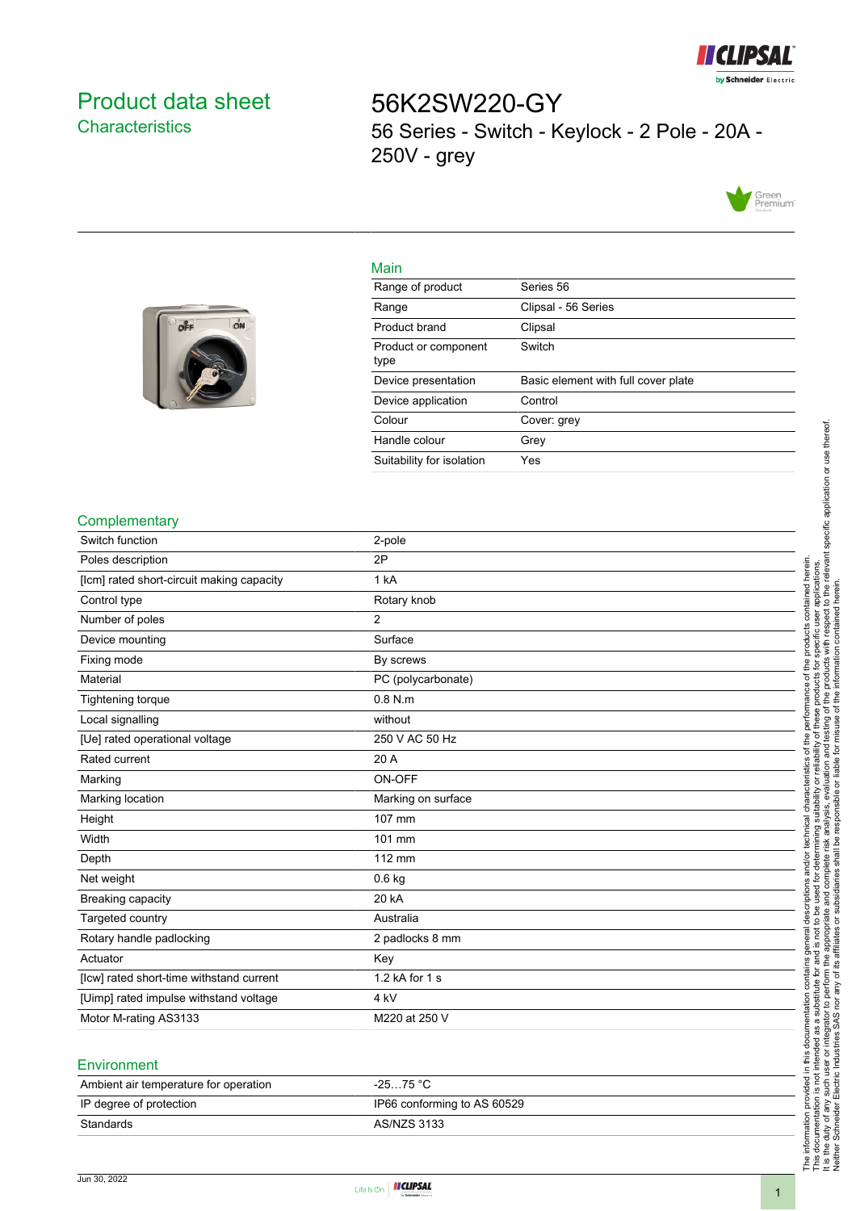# Product data sheet

## Characteristics

# 56K2SW220-GY

56 Series - Switch - Keylock - 2 Pole - 20A - 250V - grey

## Main

| | |
|---|---|
| Range of product | Series 56 |
| Range | Clipsal - 56 Series |
| Product brand | Clipsal |
| Product or component type | Switch |
| Device presentation | Basic element with full cover plate |
| Device application | Control |
| Colour | Cover: grey |
| Handle colour | Grey |
| Suitability for isolation | Yes |

## Complementary

| | |
|---|---|
| Switch function | 2-pole |
| Poles description | 2P |
| [Icm] rated short-circuit making capacity | 1 kA |
| Control type | Rotary knob |
| Number of poles | 2 |
| Device mounting | Surface |
| Fixing mode | By screws |
| Material | PC (polycarbonate) |
| Tightening torque | 0.8 N.m |
| Local signalling | without |
| [Ue] rated operational voltage | 250 V AC 50 Hz |
| Rated current | 20 A |
| Marking | ON-OFF |
| Marking location | Marking on surface |
| Height | 107 mm |
| Width | 101 mm |
| Depth | 112 mm |
| Net weight | 0.6 kg |
| Breaking capacity | 20 kA |
| Targeted country | Australia |
| Rotary handle padlocking | 2 padlocks 8 mm |
| Actuator | Key |
| [Icw] rated short-time withstand current | 1.2 kA for 1 s |
| [Uimp] rated impulse withstand voltage | 4 kV |
| Motor M-rating AS3133 | M220 at 250 V |

## Environment

| | |
|---|---|
| Ambient air temperature for operation | -25…75 °C |
| IP degree of protection | IP66 conforming to AS 60529 |
| Standards | AS/NZS 3133 |

The information provided in this documentation contains general descriptions and/or technical characteristics of the performance of the products contained herein. This documentation is not intended as a substitute for and is not to be used for determining suitability or reliability of these products for specific user applications. It is the duty of any such user or integrator to perform the appropriate and complete risk analysis, evaluation and testing of the products with respect to the relevant specific application or use thereof. Neither Schneider Electric Industries SAS nor any of its affiliates or subsidiaries shall be responsible or liable for misuse of the information contained herein.

Jun 30, 2022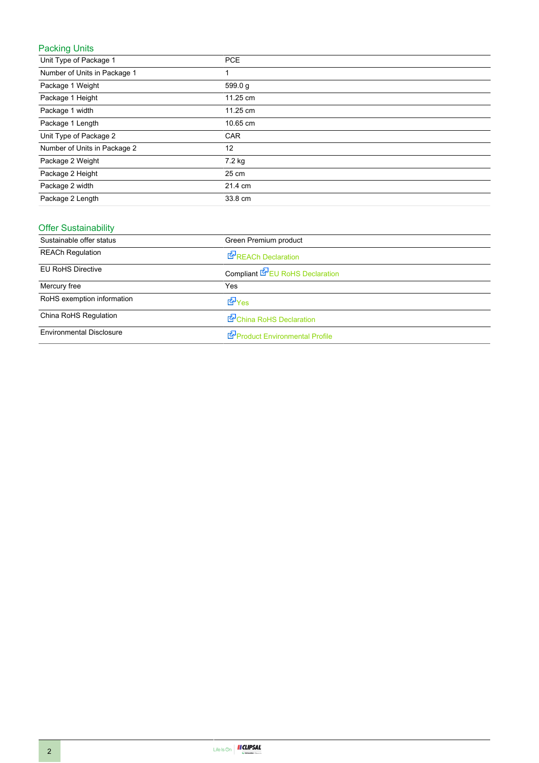## Packing Units

| | |
|---|---|
| Unit Type of Package 1 | PCE |
| Number of Units in Package 1 | 1 |
| Package 1 Weight | 599.0 g |
| Package 1 Height | 11.25 cm |
| Package 1 width | 11.25 cm |
| Package 1 Length | 10.65 cm |
| Unit Type of Package 2 | CAR |
| Number of Units in Package 2 | 12 |
| Package 2 Weight | 7.2 kg |
| Package 2 Height | 25 cm |
| Package 2 width | 21.4 cm |
| Package 2 Length | 33.8 cm |

## Offer Sustainability

| | |
|---|---|
| Sustainable offer status | Green Premium product |
| REACh Regulation | REACh Declaration |
| EU RoHS Directive | Compliant EU RoHS Declaration |
| Mercury free | Yes |
| RoHS exemption information | Yes |
| China RoHS Regulation | China RoHS Declaration |
| Environmental Disclosure | Product Environmental Profile |